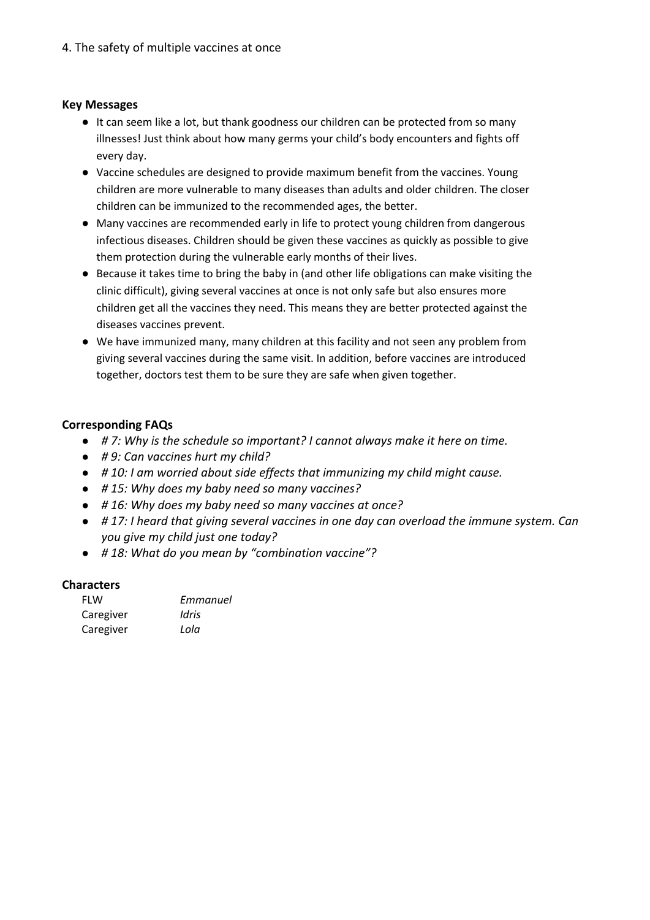4. The safety of multiple vaccines at once

**Key Messages**

- It can seem like a lot, but thank goodness our children can be protected from so many illnesses! Just think about how many germs your child's body encounters and fights off every day.
- Vaccine schedules are designed to provide maximum benefit from the vaccines. Young children are more vulnerable to many diseases than adults and older children. The closer children can be immunized to the recommended ages, the better.
- Many vaccines are recommended early in life to protect young children from dangerous infectious diseases. Children should be given these vaccines as quickly as possible to give them protection during the vulnerable early months of their lives.
- Because it takes time to bring the baby in (and other life obligations can make visiting the clinic difficult), giving several vaccines at once is not only safe but also ensures more children get all the vaccines they need. This means they are better protected against the diseases vaccines prevent.
- We have immunized many, many children at this facility and not seen any problem from giving several vaccines during the same visit. In addition, before vaccines are introduced together, doctors test them to be sure they are safe when given together.

**Corresponding FAQs**

- *# 7: Why is the schedule so important? I cannot always make it here on time.*
- *# 9: Can vaccines hurt my child?*
- *# 10: I am worried about side effects that immunizing my child might cause.*
- *# 15: Why does my baby need so many vaccines?*
- *# 16: Why does my baby need so many vaccines at once?*
- *# 17: I heard that giving several vaccines in one day can overload the immune system. Can you give my child just one today?*
- *# 18: What do you mean by "combination vaccine"?*

**Characters**

| | |
|---|---|
| FLW | *Emmanuel* |
| Caregiver | *Idris* |
| Caregiver | *Lola* |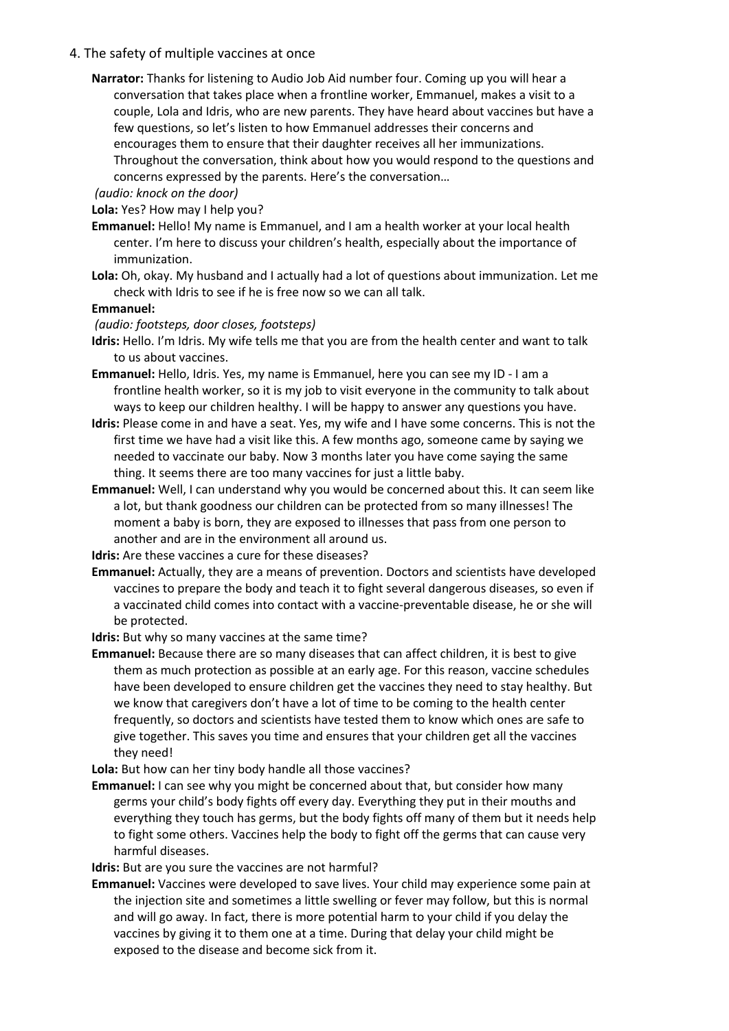4. The safety of multiple vaccines at once

**Narrator:** Thanks for listening to Audio Job Aid number four. Coming up you will hear a conversation that takes place when a frontline worker, Emmanuel, makes a visit to a couple, Lola and Idris, who are new parents. They have heard about vaccines but have a few questions, so let's listen to how Emmanuel addresses their concerns and encourages them to ensure that their daughter receives all her immunizations. Throughout the conversation, think about how you would respond to the questions and concerns expressed by the parents. Here's the conversation…

*(audio: knock on the door)*

**Lola:** Yes? How may I help you?

**Emmanuel:** Hello! My name is Emmanuel, and I am a health worker at your local health center. I'm here to discuss your children's health, especially about the importance of immunization.

**Lola:** Oh, okay. My husband and I actually had a lot of questions about immunization. Let me check with Idris to see if he is free now so we can all talk.

**Emmanuel:**

*(audio: footsteps, door closes, footsteps)*

**Idris:** Hello. I'm Idris. My wife tells me that you are from the health center and want to talk to us about vaccines.

**Emmanuel:** Hello, Idris. Yes, my name is Emmanuel, here you can see my ID - I am a frontline health worker, so it is my job to visit everyone in the community to talk about ways to keep our children healthy. I will be happy to answer any questions you have.

**Idris:** Please come in and have a seat. Yes, my wife and I have some concerns. This is not the first time we have had a visit like this. A few months ago, someone came by saying we needed to vaccinate our baby. Now 3 months later you have come saying the same thing. It seems there are too many vaccines for just a little baby.

**Emmanuel:** Well, I can understand why you would be concerned about this. It can seem like a lot, but thank goodness our children can be protected from so many illnesses! The moment a baby is born, they are exposed to illnesses that pass from one person to another and are in the environment all around us.

**Idris:** Are these vaccines a cure for these diseases?

**Emmanuel:** Actually, they are a means of prevention. Doctors and scientists have developed vaccines to prepare the body and teach it to fight several dangerous diseases, so even if a vaccinated child comes into contact with a vaccine-preventable disease, he or she will be protected.

**Idris:** But why so many vaccines at the same time?

**Emmanuel:** Because there are so many diseases that can affect children, it is best to give them as much protection as possible at an early age. For this reason, vaccine schedules have been developed to ensure children get the vaccines they need to stay healthy. But we know that caregivers don't have a lot of time to be coming to the health center frequently, so doctors and scientists have tested them to know which ones are safe to give together. This saves you time and ensures that your children get all the vaccines they need!

**Lola:** But how can her tiny body handle all those vaccines?

**Emmanuel:** I can see why you might be concerned about that, but consider how many germs your child's body fights off every day. Everything they put in their mouths and everything they touch has germs, but the body fights off many of them but it needs help to fight some others. Vaccines help the body to fight off the germs that can cause very harmful diseases.

**Idris:** But are you sure the vaccines are not harmful?

**Emmanuel:** Vaccines were developed to save lives. Your child may experience some pain at the injection site and sometimes a little swelling or fever may follow, but this is normal and will go away. In fact, there is more potential harm to your child if you delay the vaccines by giving it to them one at a time. During that delay your child might be exposed to the disease and become sick from it.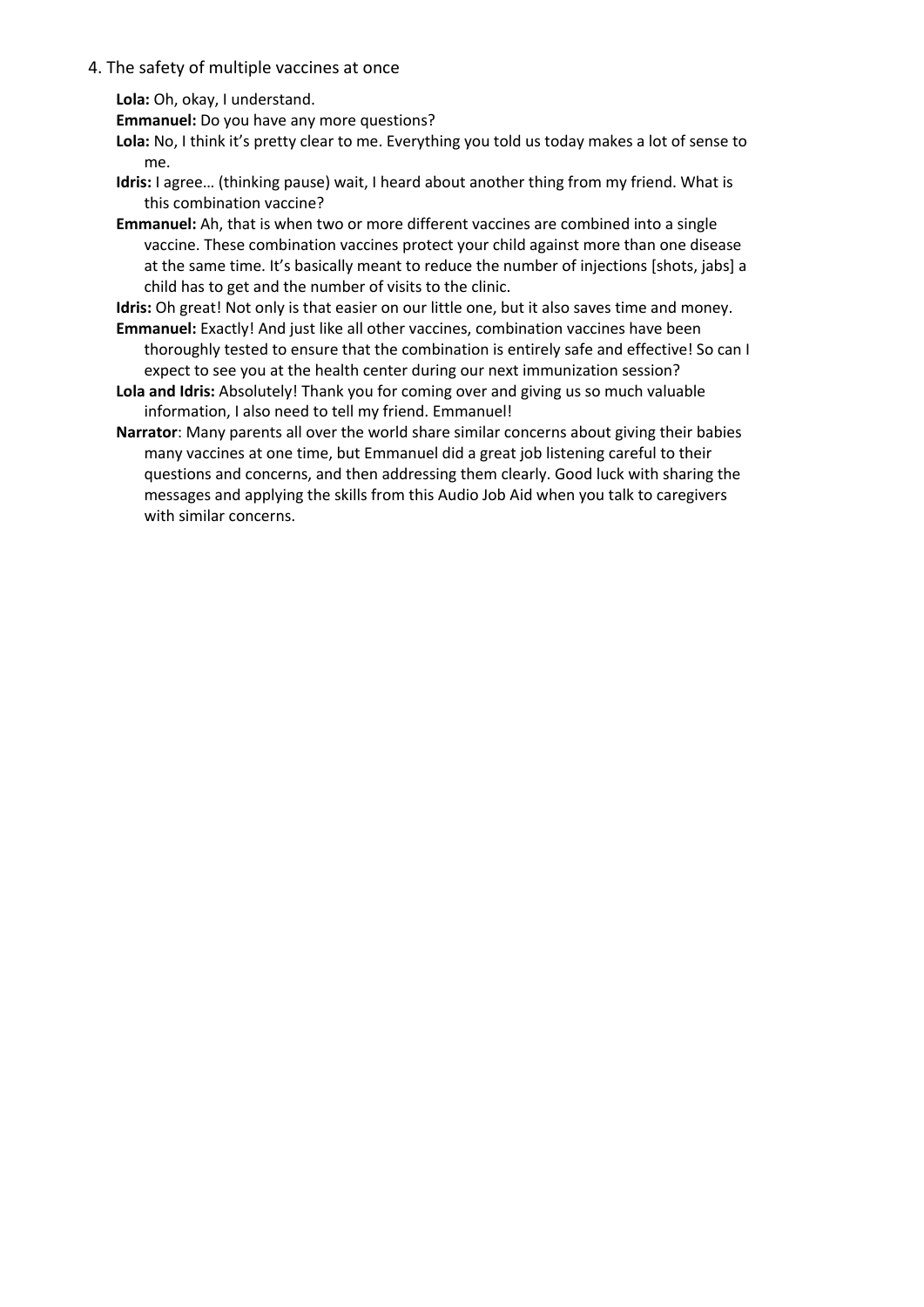4. The safety of multiple vaccines at once

**Lola:** Oh, okay, I understand.

**Emmanuel:** Do you have any more questions?

**Lola:** No, I think it's pretty clear to me. Everything you told us today makes a lot of sense to me.

**Idris:** I agree… (thinking pause) wait, I heard about another thing from my friend. What is this combination vaccine?

**Emmanuel:** Ah, that is when two or more different vaccines are combined into a single vaccine. These combination vaccines protect your child against more than one disease at the same time. It's basically meant to reduce the number of injections [shots, jabs] a child has to get and the number of visits to the clinic.

**Idris:** Oh great! Not only is that easier on our little one, but it also saves time and money.

**Emmanuel:** Exactly! And just like all other vaccines, combination vaccines have been thoroughly tested to ensure that the combination is entirely safe and effective! So can I expect to see you at the health center during our next immunization session?

**Lola and Idris:** Absolutely! Thank you for coming over and giving us so much valuable information, I also need to tell my friend. Emmanuel!

**Narrator**: Many parents all over the world share similar concerns about giving their babies many vaccines at one time, but Emmanuel did a great job listening careful to their questions and concerns, and then addressing them clearly. Good luck with sharing the messages and applying the skills from this Audio Job Aid when you talk to caregivers with similar concerns.